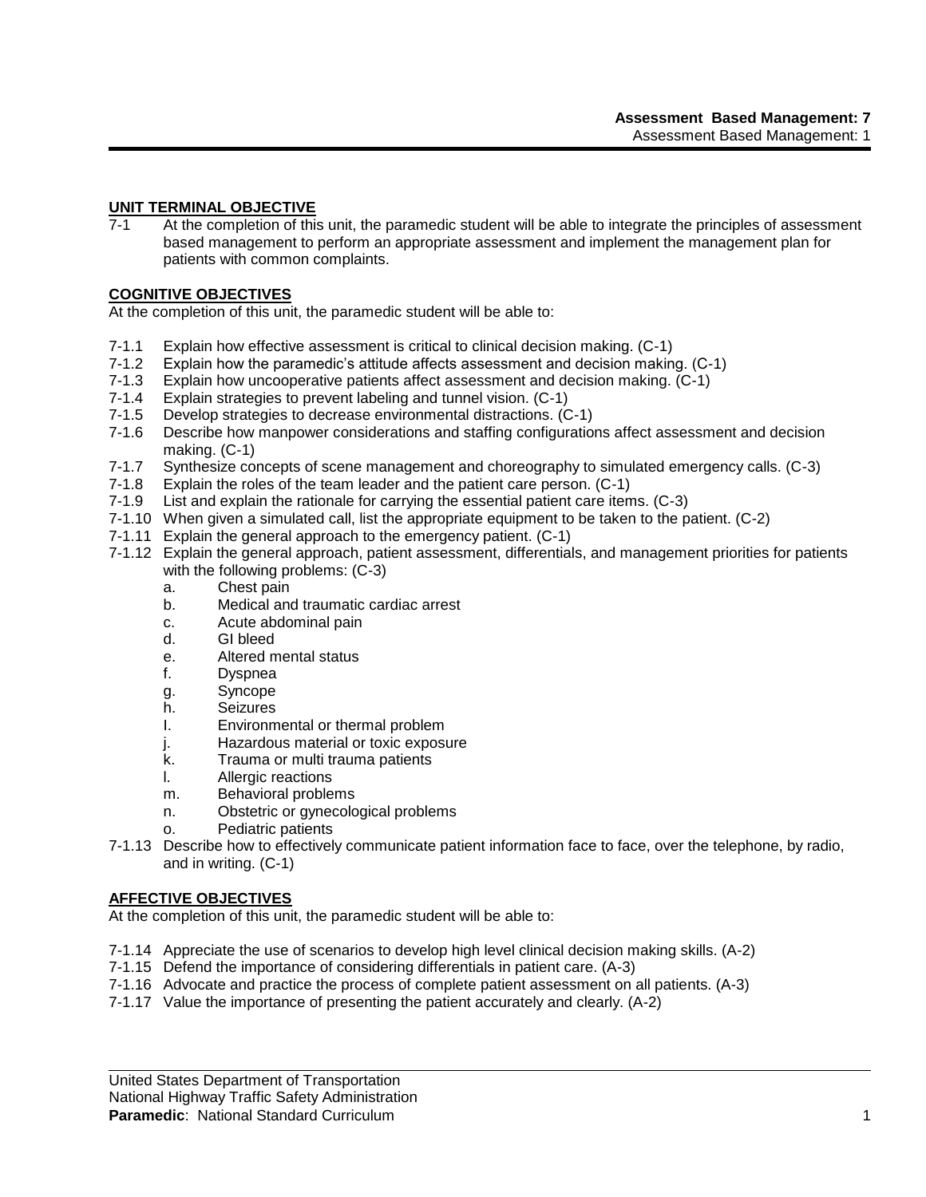**UNIT TERMINAL OBJECTIVE**

7-1 At the completion of this unit, the paramedic student will be able to integrate the principles of assessment based management to perform an appropriate assessment and implement the management plan for patients with common complaints.

**COGNITIVE OBJECTIVES**

At the completion of this unit, the paramedic student will be able to:

- 7-1.1 Explain how effective assessment is critical to clinical decision making. (C-1)
- 7-1.2 Explain how the paramedic's attitude affects assessment and decision making. (C-1)
- 7-1.3 Explain how uncooperative patients affect assessment and decision making. (C-1)
- 7-1.4 Explain strategies to prevent labeling and tunnel vision. (C-1)
- 7-1.5 Develop strategies to decrease environmental distractions. (C-1)
- 7-1.6 Describe how manpower considerations and staffing configurations affect assessment and decision making. (C-1)
- 7-1.7 Synthesize concepts of scene management and choreography to simulated emergency calls. (C-3)
- 7-1.8 Explain the roles of the team leader and the patient care person. (C-1)
- 7-1.9 List and explain the rationale for carrying the essential patient care items. (C-3)
- 7-1.10 When given a simulated call, list the appropriate equipment to be taken to the patient. (C-2)
- 7-1.11 Explain the general approach to the emergency patient. (C-1)
- 7-1.12 Explain the general approach, patient assessment, differentials, and management priorities for patients with the following problems: (C-3)
    - a. Chest pain
    - b. Medical and traumatic cardiac arrest
    - c. Acute abdominal pain
    - d. GI bleed
    - e. Altered mental status
    - f. Dyspnea
    - g. Syncope
    - h. Seizures
    - I. Environmental or thermal problem
    - j. Hazardous material or toxic exposure
    - k. Trauma or multi trauma patients
    - l. Allergic reactions
    - m. Behavioral problems
    - n. Obstetric or gynecological problems
    - o. Pediatric patients
- 7-1.13 Describe how to effectively communicate patient information face to face, over the telephone, by radio, and in writing. (C-1)

**AFFECTIVE OBJECTIVES**

At the completion of this unit, the paramedic student will be able to:

- 7-1.14 Appreciate the use of scenarios to develop high level clinical decision making skills. (A-2)
- 7-1.15 Defend the importance of considering differentials in patient care. (A-3)
- 7-1.16 Advocate and practice the process of complete patient assessment on all patients. (A-3)
- 7-1.17 Value the importance of presenting the patient accurately and clearly. (A-2)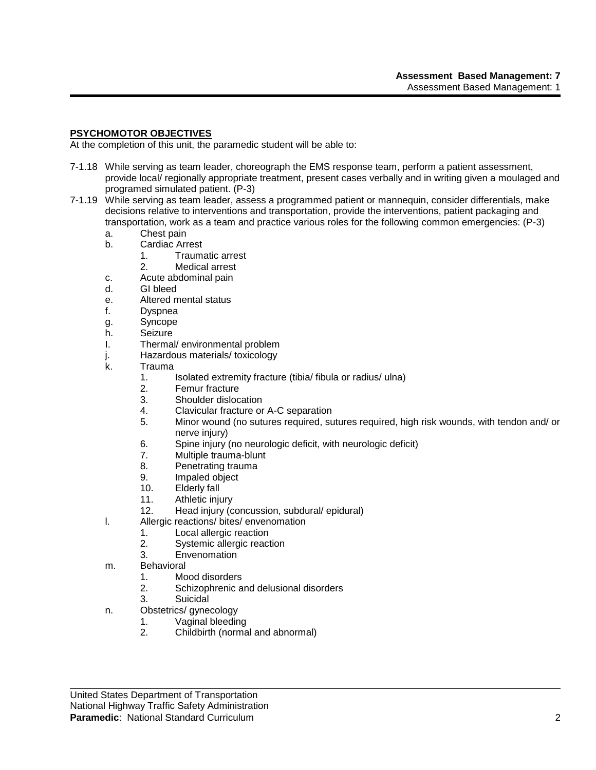## PSYCHOMOTOR OBJECTIVES

At the completion of this unit, the paramedic student will be able to:

7-1.18 While serving as team leader, choreograph the EMS response team, perform a patient assessment, provide local/ regionally appropriate treatment, present cases verbally and in writing given a moulaged and programed simulated patient. (P-3)

7-1.19 While serving as team leader, assess a programmed patient or mannequin, consider differentials, make decisions relative to interventions and transportation, provide the interventions, patient packaging and transportation, work as a team and practice various roles for the following common emergencies: (P-3)

- a. Chest pain
- b. Cardiac Arrest
  1. Traumatic arrest
  2. Medical arrest
- c. Acute abdominal pain
- d. GI bleed
- e. Altered mental status
- f. Dyspnea
- g. Syncope
- h. Seizure
- I. Thermal/ environmental problem
- j. Hazardous materials/ toxicology
- k. Trauma
  1. Isolated extremity fracture (tibia/ fibula or radius/ ulna)
  2. Femur fracture
  3. Shoulder dislocation
  4. Clavicular fracture or A-C separation
  5. Minor wound (no sutures required, sutures required, high risk wounds, with tendon and/ or nerve injury)
  6. Spine injury (no neurologic deficit, with neurologic deficit)
  7. Multiple trauma-blunt
  8. Penetrating trauma
  9. Impaled object
  10. Elderly fall
  11. Athletic injury
  12. Head injury (concussion, subdural/ epidural)
- l. Allergic reactions/ bites/ envenomation
  1. Local allergic reaction
  2. Systemic allergic reaction
  3. Envenomation
- m. Behavioral
  1. Mood disorders
  2. Schizophrenic and delusional disorders
  3. Suicidal
- n. Obstetrics/ gynecology
  1. Vaginal bleeding
  2. Childbirth (normal and abnormal)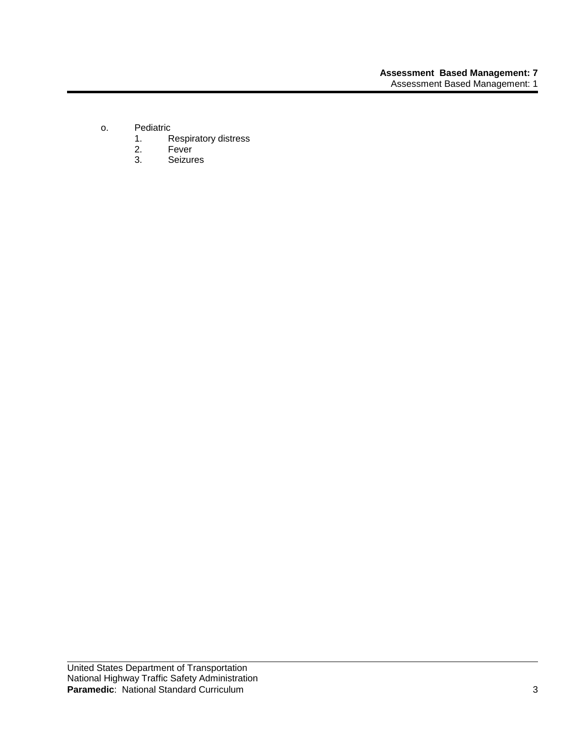o. Pediatric
   1. Respiratory distress
   2. Fever
   3. Seizures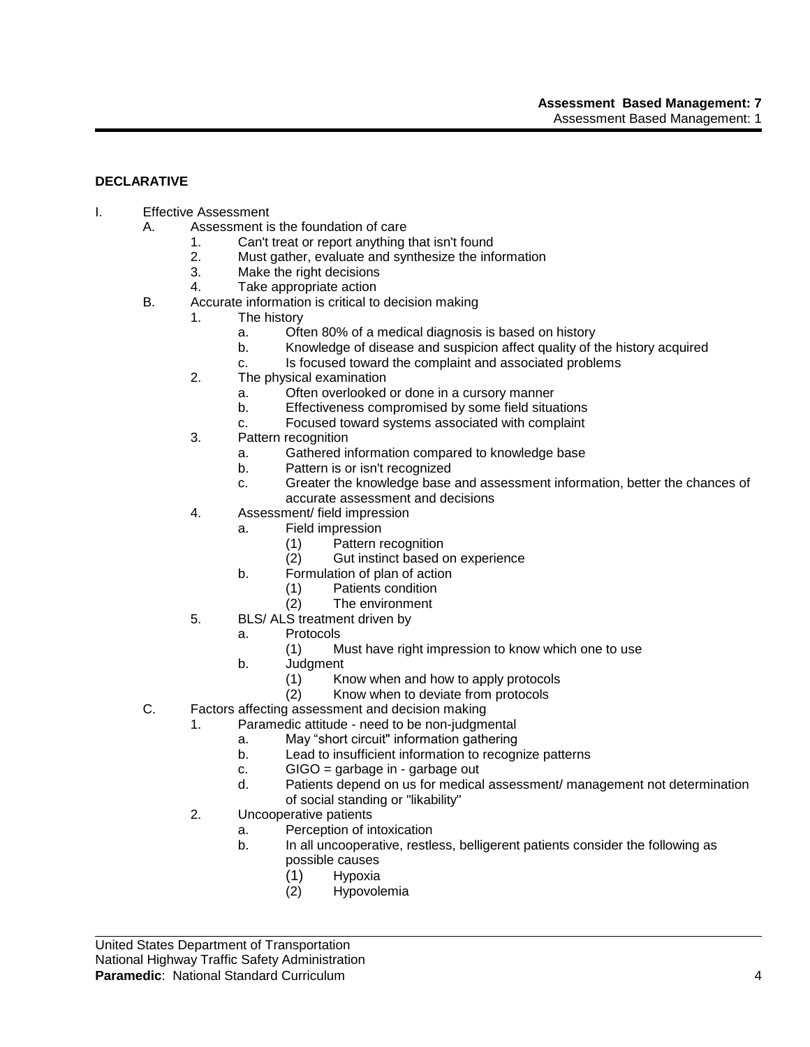**DECLARATIVE**

I. Effective Assessment
   A. Assessment is the foundation of care
      1. Can't treat or report anything that isn't found
      2. Must gather, evaluate and synthesize the information
      3. Make the right decisions
      4. Take appropriate action
   B. Accurate information is critical to decision making
      1. The history
         a. Often 80% of a medical diagnosis is based on history
         b. Knowledge of disease and suspicion affect quality of the history acquired
         c. Is focused toward the complaint and associated problems
      2. The physical examination
         a. Often overlooked or done in a cursory manner
         b. Effectiveness compromised by some field situations
         c. Focused toward systems associated with complaint
      3. Pattern recognition
         a. Gathered information compared to knowledge base
         b. Pattern is or isn't recognized
         c. Greater the knowledge base and assessment information, better the chances of accurate assessment and decisions
      4. Assessment/ field impression
         a. Field impression
            (1) Pattern recognition
            (2) Gut instinct based on experience
         b. Formulation of plan of action
            (1) Patients condition
            (2) The environment
      5. BLS/ ALS treatment driven by
         a. Protocols
            (1) Must have right impression to know which one to use
         b. Judgment
            (1) Know when and how to apply protocols
            (2) Know when to deviate from protocols
   C. Factors affecting assessment and decision making
      1. Paramedic attitude - need to be non-judgmental
         a. May "short circuit" information gathering
         b. Lead to insufficient information to recognize patterns
         c. GIGO = garbage in - garbage out
         d. Patients depend on us for medical assessment/ management not determination of social standing or "likability"
      2. Uncooperative patients
         a. Perception of intoxication
         b. In all uncooperative, restless, belligerent patients consider the following as possible causes
            (1) Hypoxia
            (2) Hypovolemia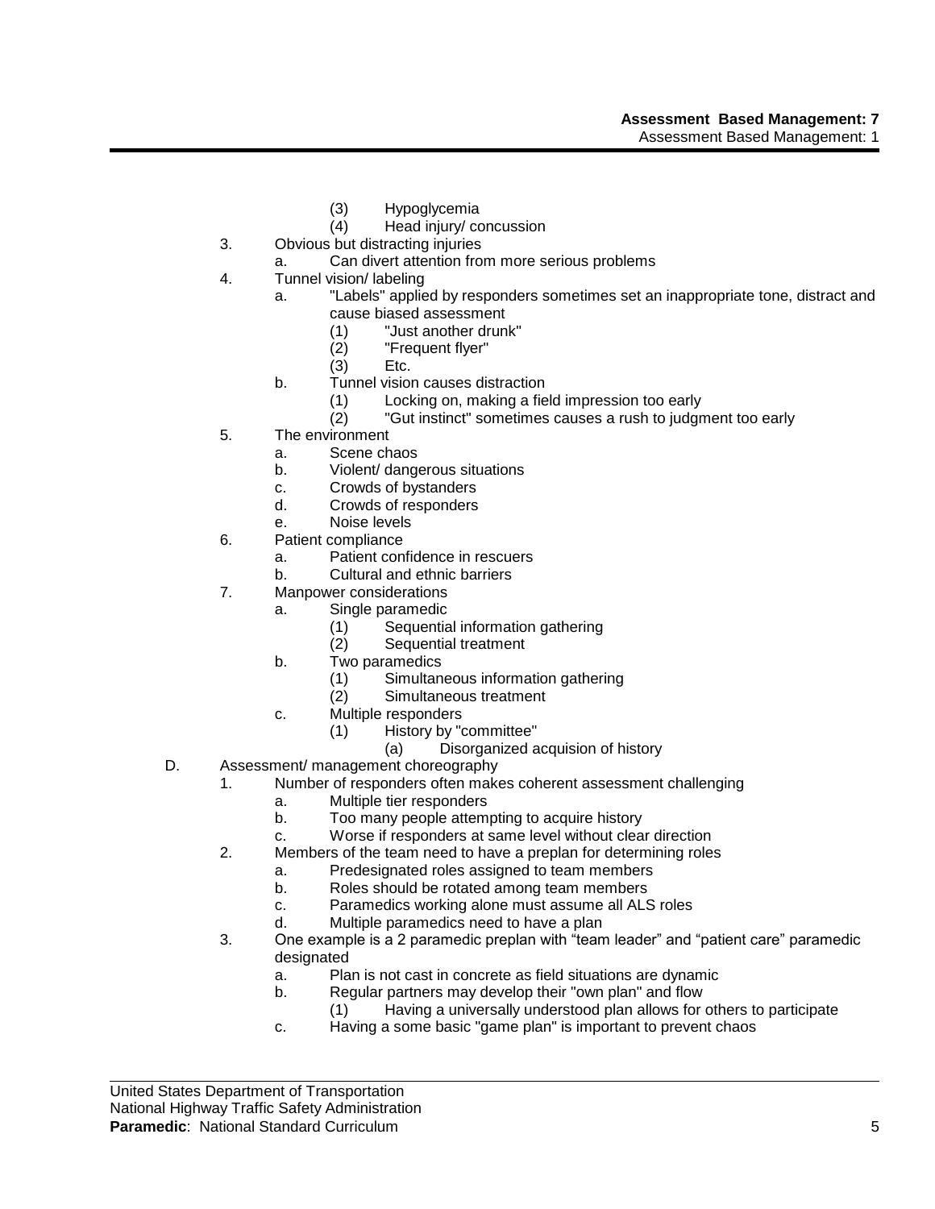(3) Hypoglycemia
(4) Head injury/ concussion

3. Obvious but distracting injuries
    a. Can divert attention from more serious problems
4. Tunnel vision/ labeling
    a. "Labels" applied by responders sometimes set an inappropriate tone, distract and cause biased assessment
        (1) "Just another drunk"
        (2) "Frequent flyer"
        (3) Etc.
    b. Tunnel vision causes distraction
        (1) Locking on, making a field impression too early
        (2) "Gut instinct" sometimes causes a rush to judgment too early
5. The environment
    a. Scene chaos
    b. Violent/ dangerous situations
    c. Crowds of bystanders
    d. Crowds of responders
    e. Noise levels
6. Patient compliance
    a. Patient confidence in rescuers
    b. Cultural and ethnic barriers
7. Manpower considerations
    a. Single paramedic
        (1) Sequential information gathering
        (2) Sequential treatment
    b. Two paramedics
        (1) Simultaneous information gathering
        (2) Simultaneous treatment
    c. Multiple responders
        (1) History by "committee"
            (a) Disorganized acquision of history

D. Assessment/ management choreography
1. Number of responders often makes coherent assessment challenging
    a. Multiple tier responders
    b. Too many people attempting to acquire history
    c. Worse if responders at same level without clear direction
2. Members of the team need to have a preplan for determining roles
    a. Predesignated roles assigned to team members
    b. Roles should be rotated among team members
    c. Paramedics working alone must assume all ALS roles
    d. Multiple paramedics need to have a plan
3. One example is a 2 paramedic preplan with “team leader” and “patient care” paramedic designated
    a. Plan is not cast in concrete as field situations are dynamic
    b. Regular partners may develop their "own plan" and flow
        (1) Having a universally understood plan allows for others to participate
    c. Having a some basic "game plan" is important to prevent chaos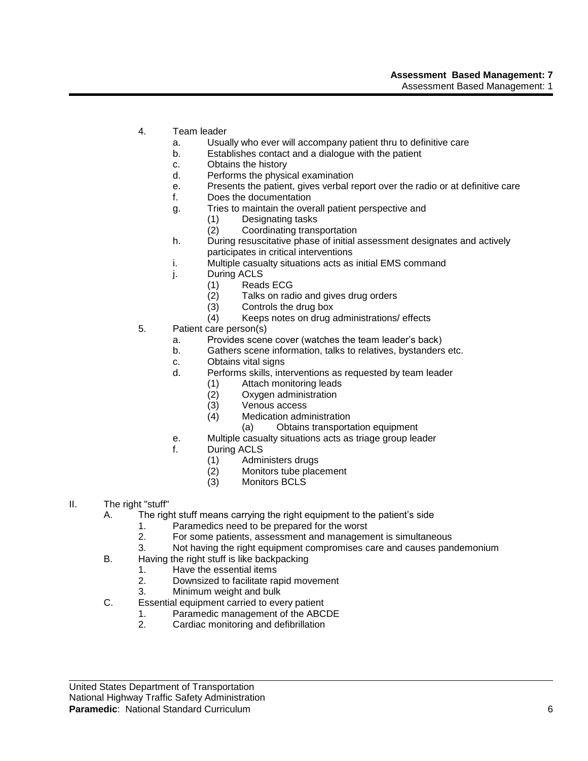4. Team leader
    a. Usually who ever will accompany patient thru to definitive care
    b. Establishes contact and a dialogue with the patient
    c. Obtains the history
    d. Performs the physical examination
    e. Presents the patient, gives verbal report over the radio or at definitive care
    f. Does the documentation
    g. Tries to maintain the overall patient perspective and
        (1) Designating tasks
        (2) Coordinating transportation
    h. During resuscitative phase of initial assessment designates and actively participates in critical interventions
    i. Multiple casualty situations acts as initial EMS command
    j. During ACLS
        (1) Reads ECG
        (2) Talks on radio and gives drug orders
        (3) Controls the drug box
        (4) Keeps notes on drug administrations/ effects
5. Patient care person(s)
    a. Provides scene cover (watches the team leader's back)
    b. Gathers scene information, talks to relatives, bystanders etc.
    c. Obtains vital signs
    d. Performs skills, interventions as requested by team leader
        (1) Attach monitoring leads
        (2) Oxygen administration
        (3) Venous access
        (4) Medication administration
            (a) Obtains transportation equipment
    e. Multiple casualty situations acts as triage group leader
    f. During ACLS
        (1) Administers drugs
        (2) Monitors tube placement
        (3) Monitors BCLS

II. The right "stuff"
    A. The right stuff means carrying the right equipment to the patient's side
        1. Paramedics need to be prepared for the worst
        2. For some patients, assessment and management is simultaneous
        3. Not having the right equipment compromises care and causes pandemonium
    B. Having the right stuff is like backpacking
        1. Have the essential items
        2. Downsized to facilitate rapid movement
        3. Minimum weight and bulk
    C. Essential equipment carried to every patient
        1. Paramedic management of the ABCDE
        2. Cardiac monitoring and defibrillation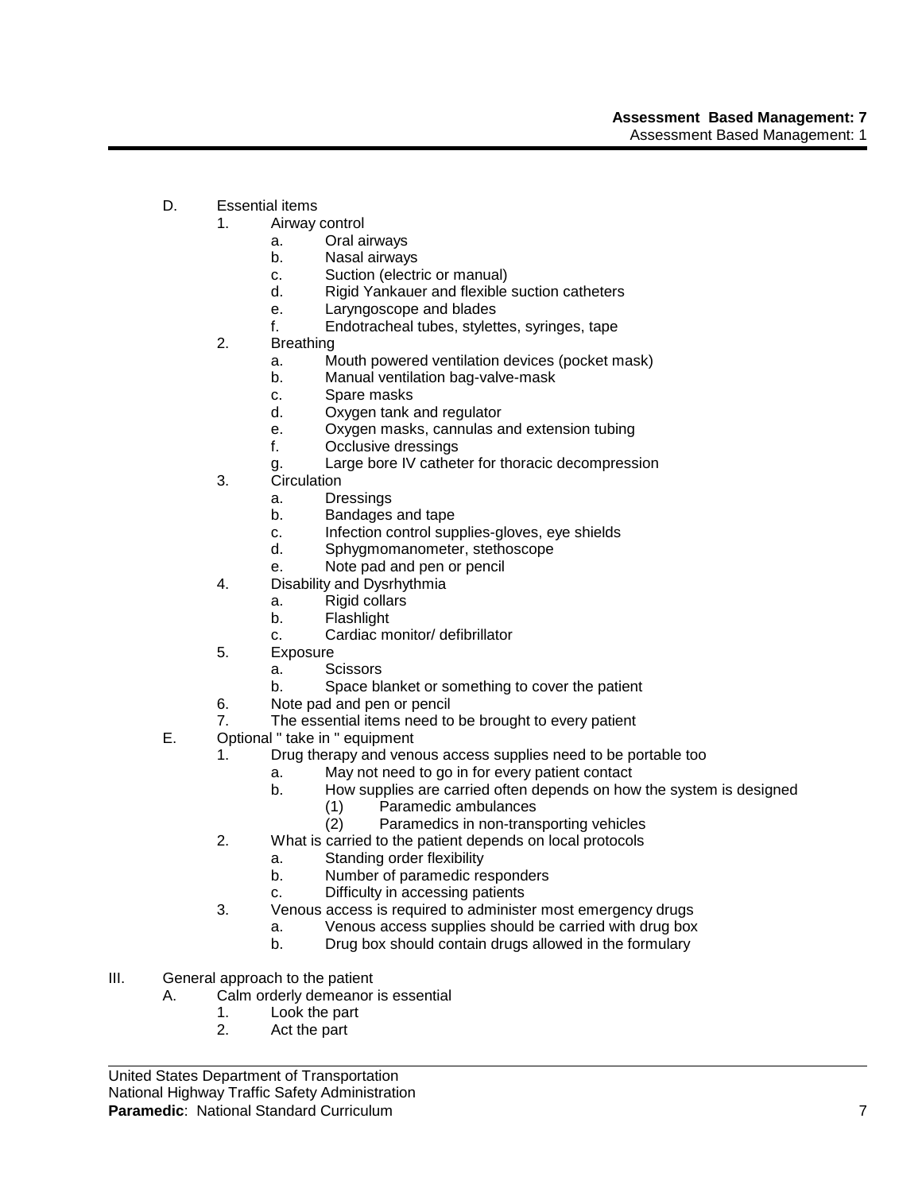D. Essential items
   1. Airway control
      a. Oral airways
      b. Nasal airways
      c. Suction (electric or manual)
      d. Rigid Yankauer and flexible suction catheters
      e. Laryngoscope and blades
      f. Endotracheal tubes, stylettes, syringes, tape
   2. Breathing
      a. Mouth powered ventilation devices (pocket mask)
      b. Manual ventilation bag-valve-mask
      c. Spare masks
      d. Oxygen tank and regulator
      e. Oxygen masks, cannulas and extension tubing
      f. Occlusive dressings
      g. Large bore IV catheter for thoracic decompression
   3. Circulation
      a. Dressings
      b. Bandages and tape
      c. Infection control supplies-gloves, eye shields
      d. Sphygmomanometer, stethoscope
      e. Note pad and pen or pencil
   4. Disability and Dysrhythmia
      a. Rigid collars
      b. Flashlight
      c. Cardiac monitor/ defibrillator
   5. Exposure
      a. Scissors
      b. Space blanket or something to cover the patient
   6. Note pad and pen or pencil
   7. The essential items need to be brought to every patient

E. Optional " take in " equipment
   1. Drug therapy and venous access supplies need to be portable too
      a. May not need to go in for every patient contact
      b. How supplies are carried often depends on how the system is designed
         (1) Paramedic ambulances
         (2) Paramedics in non-transporting vehicles
   2. What is carried to the patient depends on local protocols
      a. Standing order flexibility
      b. Number of paramedic responders
      c. Difficulty in accessing patients
   3. Venous access is required to administer most emergency drugs
      a. Venous access supplies should be carried with drug box
      b. Drug box should contain drugs allowed in the formulary

III. General approach to the patient
   A. Calm orderly demeanor is essential
      1. Look the part
      2. Act the part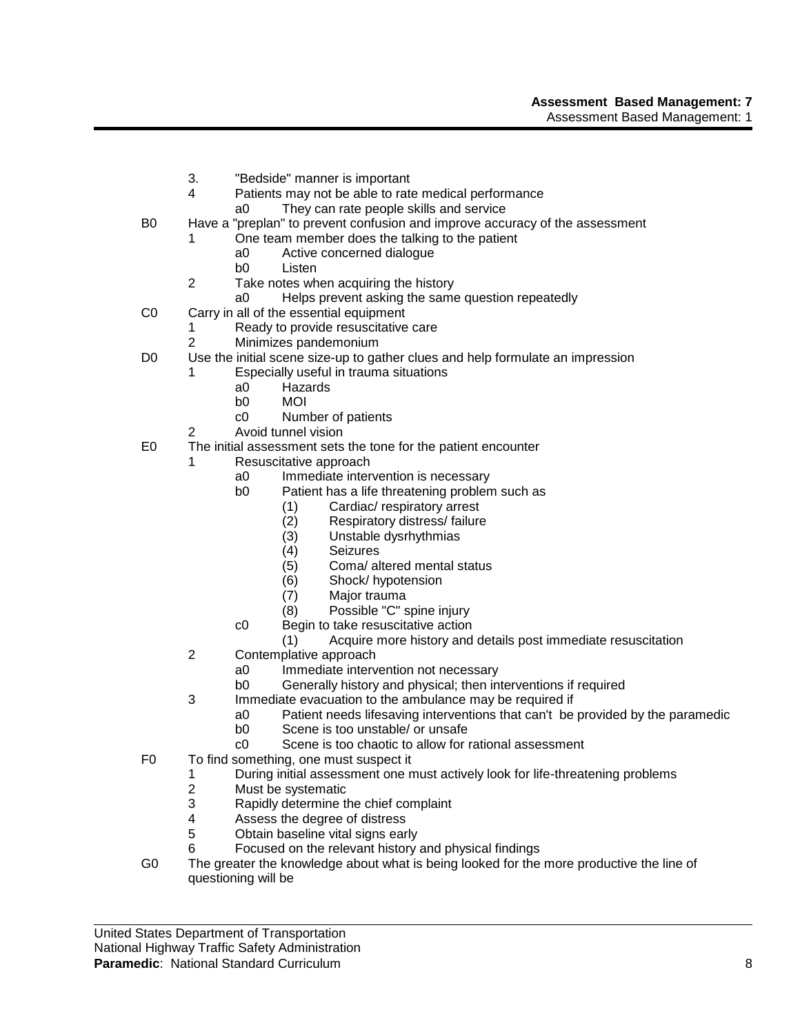3. "Bedside" manner is important
4 Patients may not be able to rate medical performance
    a0 They can rate people skills and service

B0 Have a "preplan" to prevent confusion and improve accuracy of the assessment
1 One team member does the talking to the patient
    a0 Active concerned dialogue
    b0 Listen
2 Take notes when acquiring the history
    a0 Helps prevent asking the same question repeatedly

C0 Carry in all of the essential equipment
1 Ready to provide resuscitative care
2 Minimizes pandemonium

D0 Use the initial scene size-up to gather clues and help formulate an impression
1 Especially useful in trauma situations
    a0 Hazards
    b0 MOI
    c0 Number of patients
2 Avoid tunnel vision

E0 The initial assessment sets the tone for the patient encounter
1 Resuscitative approach
    a0 Immediate intervention is necessary
    b0 Patient has a life threatening problem such as
        (1) Cardiac/ respiratory arrest
        (2) Respiratory distress/ failure
        (3) Unstable dysrhythmias
        (4) Seizures
        (5) Coma/ altered mental status
        (6) Shock/ hypotension
        (7) Major trauma
        (8) Possible "C" spine injury
    c0 Begin to take resuscitative action
        (1) Acquire more history and details post immediate resuscitation
2 Contemplative approach
    a0 Immediate intervention not necessary
    b0 Generally history and physical; then interventions if required
3 Immediate evacuation to the ambulance may be required if
    a0 Patient needs lifesaving interventions that can't be provided by the paramedic
    b0 Scene is too unstable/ or unsafe
    c0 Scene is too chaotic to allow for rational assessment

F0 To find something, one must suspect it
1 During initial assessment one must actively look for life-threatening problems
2 Must be systematic
3 Rapidly determine the chief complaint
4 Assess the degree of distress
5 Obtain baseline vital signs early
6 Focused on the relevant history and physical findings

G0 The greater the knowledge about what is being looked for the more productive the line of questioning will be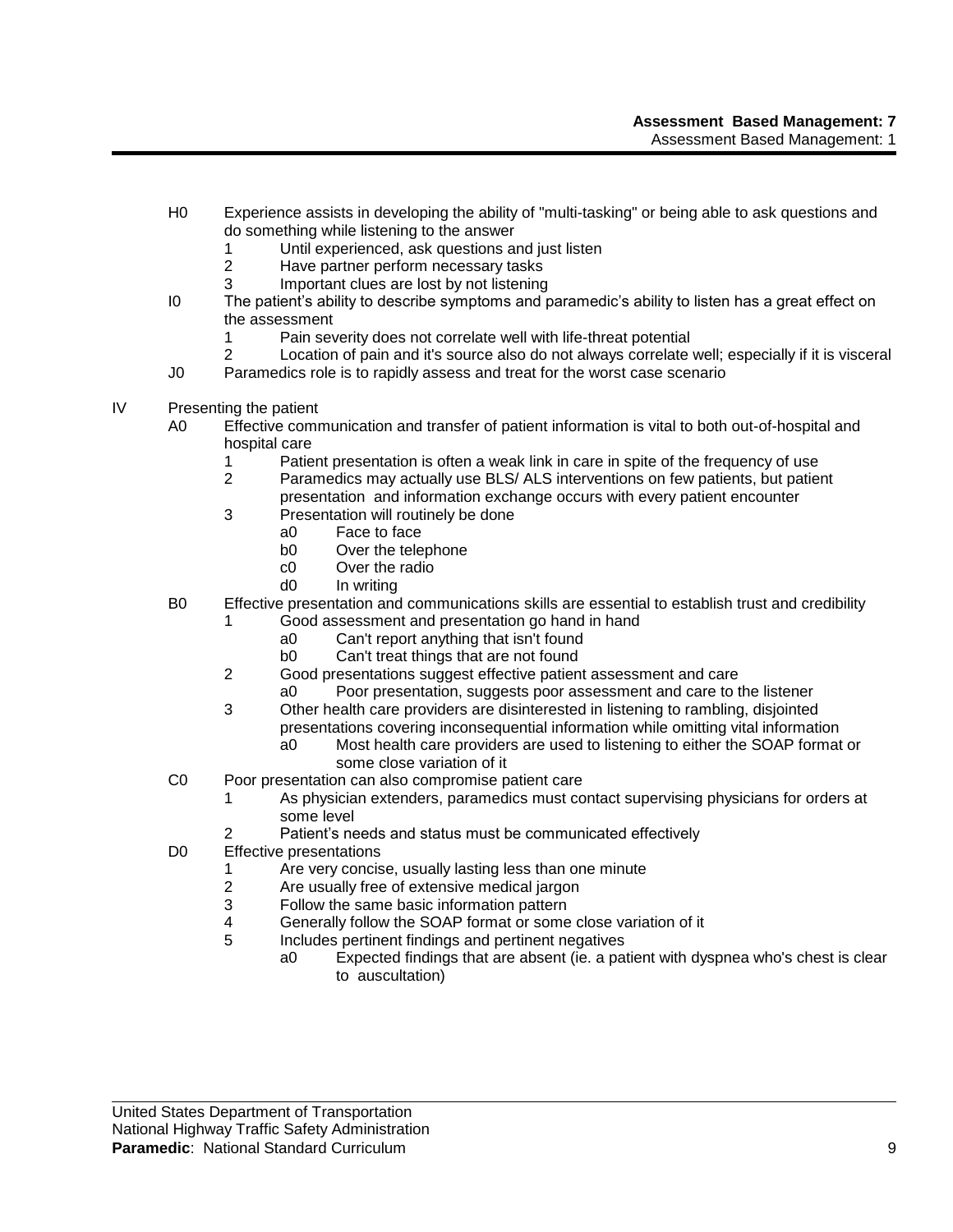- H0 Experience assists in developing the ability of "multi-tasking" or being able to ask questions and do something while listening to the answer
  - 1 Until experienced, ask questions and just listen
  - 2 Have partner perform necessary tasks
  - 3 Important clues are lost by not listening
- I0 The patient's ability to describe symptoms and paramedic's ability to listen has a great effect on the assessment
  - 1 Pain severity does not correlate well with life-threat potential
  - 2 Location of pain and it's source also do not always correlate well; especially if it is visceral
- J0 Paramedics role is to rapidly assess and treat for the worst case scenario

IV Presenting the patient

- A0 Effective communication and transfer of patient information is vital to both out-of-hospital and hospital care
  - 1 Patient presentation is often a weak link in care in spite of the frequency of use
  - 2 Paramedics may actually use BLS/ ALS interventions on few patients, but patient presentation and information exchange occurs with every patient encounter
  - 3 Presentation will routinely be done
    - a0 Face to face
    - b0 Over the telephone
    - c0 Over the radio
    - d0 In writing
- B0 Effective presentation and communications skills are essential to establish trust and credibility
  - 1 Good assessment and presentation go hand in hand
    - a0 Can't report anything that isn't found
    - b0 Can't treat things that are not found
  - 2 Good presentations suggest effective patient assessment and care
    - a0 Poor presentation, suggests poor assessment and care to the listener
  - 3 Other health care providers are disinterested in listening to rambling, disjointed presentations covering inconsequential information while omitting vital information
    - a0 Most health care providers are used to listening to either the SOAP format or some close variation of it
- C0 Poor presentation can also compromise patient care
  - 1 As physician extenders, paramedics must contact supervising physicians for orders at some level
  - 2 Patient's needs and status must be communicated effectively
- D0 Effective presentations
  - 1 Are very concise, usually lasting less than one minute
  - 2 Are usually free of extensive medical jargon
  - 3 Follow the same basic information pattern
  - 4 Generally follow the SOAP format or some close variation of it
  - 5 Includes pertinent findings and pertinent negatives
    - a0 Expected findings that are absent (ie. a patient with dyspnea who's chest is clear to auscultation)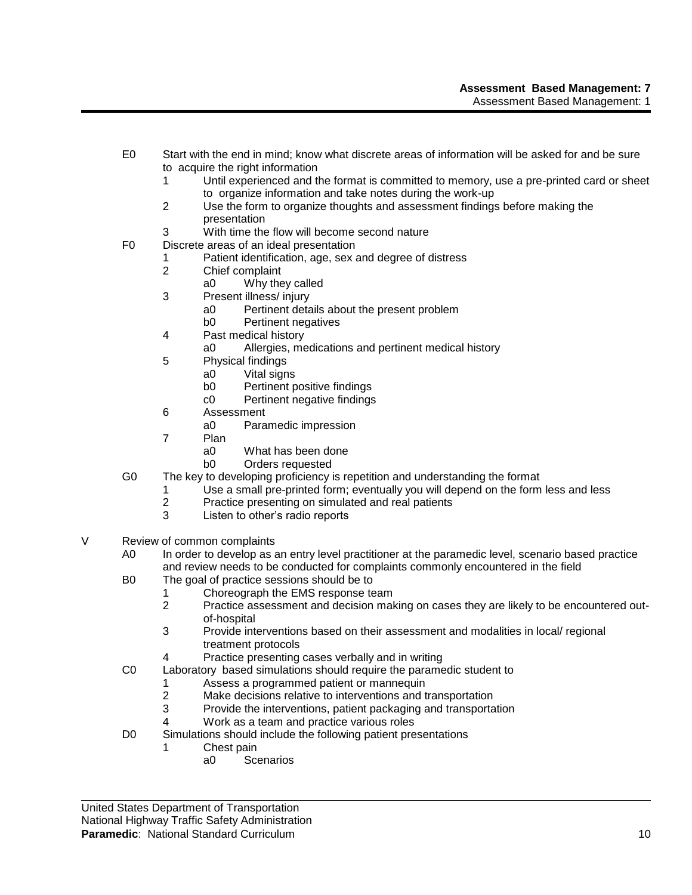- E0 Start with the end in mind; know what discrete areas of information will be asked for and be sure to acquire the right information
  - 1 Until experienced and the format is committed to memory, use a pre-printed card or sheet to organize information and take notes during the work-up
  - 2 Use the form to organize thoughts and assessment findings before making the presentation
  - 3 With time the flow will become second nature
- F0 Discrete areas of an ideal presentation
  - 1 Patient identification, age, sex and degree of distress
  - 2 Chief complaint
    - a0 Why they called
  - 3 Present illness/ injury
    - a0 Pertinent details about the present problem
    - b0 Pertinent negatives
  - 4 Past medical history
    - a0 Allergies, medications and pertinent medical history
  - 5 Physical findings
    - a0 Vital signs
    - b0 Pertinent positive findings
    - c0 Pertinent negative findings
  - 6 Assessment
    - a0 Paramedic impression
  - 7 Plan
    - a0 What has been done
    - b0 Orders requested
- G0 The key to developing proficiency is repetition and understanding the format
  - 1 Use a small pre-printed form; eventually you will depend on the form less and less
  - 2 Practice presenting on simulated and real patients
  - 3 Listen to other's radio reports

V Review of common complaints

- A0 In order to develop as an entry level practitioner at the paramedic level, scenario based practice and review needs to be conducted for complaints commonly encountered in the field
- B0 The goal of practice sessions should be to
  - 1 Choreograph the EMS response team
  - 2 Practice assessment and decision making on cases they are likely to be encountered out-of-hospital
  - 3 Provide interventions based on their assessment and modalities in local/ regional treatment protocols
  - 4 Practice presenting cases verbally and in writing
- C0 Laboratory based simulations should require the paramedic student to
  - 1 Assess a programmed patient or mannequin
  - 2 Make decisions relative to interventions and transportation
  - 3 Provide the interventions, patient packaging and transportation
  - 4 Work as a team and practice various roles
- D0 Simulations should include the following patient presentations
  - 1 Chest pain
    - a0 Scenarios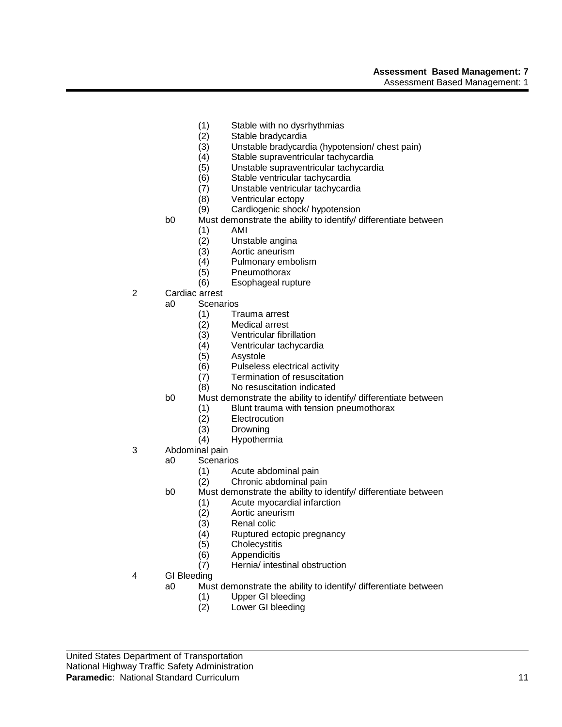- (1) Stable with no dysrhythmias
- (2) Stable bradycardia
- (3) Unstable bradycardia (hypotension/ chest pain)
- (4) Stable supraventricular tachycardia
- (5) Unstable supraventricular tachycardia
- (6) Stable ventricular tachycardia
- (7) Unstable ventricular tachycardia
- (8) Ventricular ectopy
- (9) Cardiogenic shock/ hypotension

b0 Must demonstrate the ability to identify/ differentiate between
- (1) AMI
- (2) Unstable angina
- (3) Aortic aneurism
- (4) Pulmonary embolism
- (5) Pneumothorax
- (6) Esophageal rupture

2 Cardiac arrest

a0 Scenarios
- (1) Trauma arrest
- (2) Medical arrest
- (3) Ventricular fibrillation
- (4) Ventricular tachycardia
- (5) Asystole
- (6) Pulseless electrical activity
- (7) Termination of resuscitation
- (8) No resuscitation indicated

b0 Must demonstrate the ability to identify/ differentiate between
- (1) Blunt trauma with tension pneumothorax
- (2) Electrocution
- (3) Drowning
- (4) Hypothermia

3 Abdominal pain

a0 Scenarios
- (1) Acute abdominal pain
- (2) Chronic abdominal pain

b0 Must demonstrate the ability to identify/ differentiate between
- (1) Acute myocardial infarction
- (2) Aortic aneurism
- (3) Renal colic
- (4) Ruptured ectopic pregnancy
- (5) Cholecystitis
- (6) Appendicitis
- (7) Hernia/ intestinal obstruction

4 GI Bleeding

a0 Must demonstrate the ability to identify/ differentiate between
- (1) Upper GI bleeding
- (2) Lower GI bleeding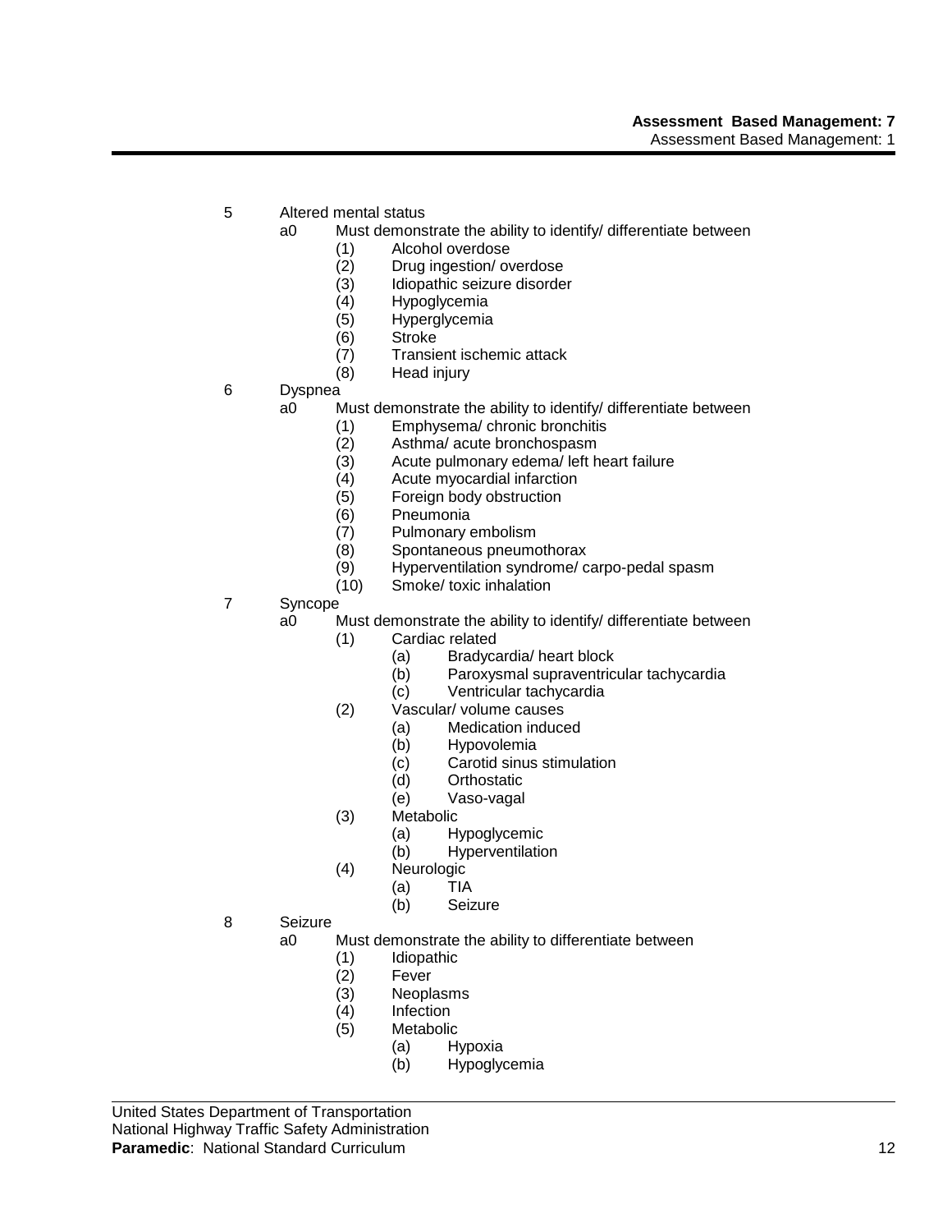5 Altered mental status
  a0 Must demonstrate the ability to identify/ differentiate between
    (1) Alcohol overdose
    (2) Drug ingestion/ overdose
    (3) Idiopathic seizure disorder
    (4) Hypoglycemia
    (5) Hyperglycemia
    (6) Stroke
    (7) Transient ischemic attack
    (8) Head injury

6 Dyspnea
  a0 Must demonstrate the ability to identify/ differentiate between
    (1) Emphysema/ chronic bronchitis
    (2) Asthma/ acute bronchospasm
    (3) Acute pulmonary edema/ left heart failure
    (4) Acute myocardial infarction
    (5) Foreign body obstruction
    (6) Pneumonia
    (7) Pulmonary embolism
    (8) Spontaneous pneumothorax
    (9) Hyperventilation syndrome/ carpo-pedal spasm
    (10) Smoke/ toxic inhalation

7 Syncope
  a0 Must demonstrate the ability to identify/ differentiate between
    (1) Cardiac related
      (a) Bradycardia/ heart block
      (b) Paroxysmal supraventricular tachycardia
      (c) Ventricular tachycardia
    (2) Vascular/ volume causes
      (a) Medication induced
      (b) Hypovolemia
      (c) Carotid sinus stimulation
      (d) Orthostatic
      (e) Vaso-vagal
    (3) Metabolic
      (a) Hypoglycemic
      (b) Hyperventilation
    (4) Neurologic
      (a) TIA
      (b) Seizure

8 Seizure
  a0 Must demonstrate the ability to differentiate between
    (1) Idiopathic
    (2) Fever
    (3) Neoplasms
    (4) Infection
    (5) Metabolic
      (a) Hypoxia
      (b) Hypoglycemia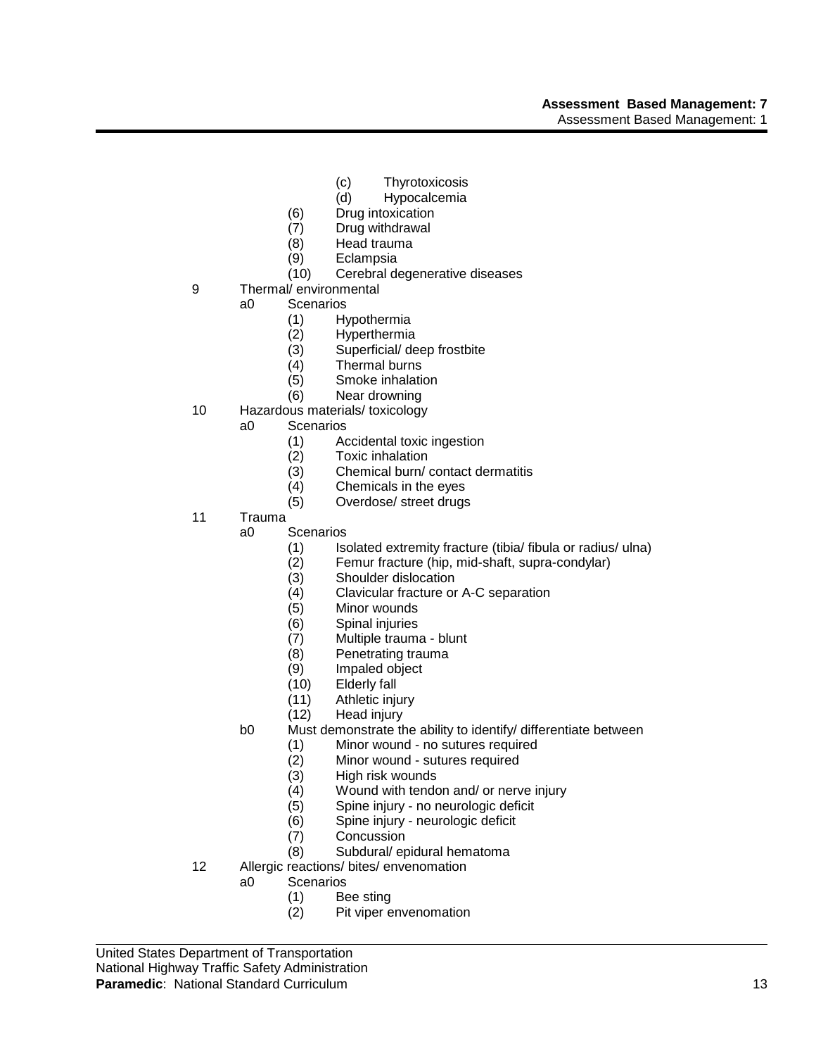(c) Thyrotoxicosis
(d) Hypocalcemia
(6) Drug intoxication
(7) Drug withdrawal
(8) Head trauma
(9) Eclampsia
(10) Cerebral degenerative diseases

9 Thermal/ environmental
  a0 Scenarios
    (1) Hypothermia
    (2) Hyperthermia
    (3) Superficial/ deep frostbite
    (4) Thermal burns
    (5) Smoke inhalation
    (6) Near drowning

10 Hazardous materials/ toxicology
  a0 Scenarios
    (1) Accidental toxic ingestion
    (2) Toxic inhalation
    (3) Chemical burn/ contact dermatitis
    (4) Chemicals in the eyes
    (5) Overdose/ street drugs

11 Trauma
  a0 Scenarios
    (1) Isolated extremity fracture (tibia/ fibula or radius/ ulna)
    (2) Femur fracture (hip, mid-shaft, supra-condylar)
    (3) Shoulder dislocation
    (4) Clavicular fracture or A-C separation
    (5) Minor wounds
    (6) Spinal injuries
    (7) Multiple trauma - blunt
    (8) Penetrating trauma
    (9) Impaled object
    (10) Elderly fall
    (11) Athletic injury
    (12) Head injury
  b0 Must demonstrate the ability to identify/ differentiate between
    (1) Minor wound - no sutures required
    (2) Minor wound - sutures required
    (3) High risk wounds
    (4) Wound with tendon and/ or nerve injury
    (5) Spine injury - no neurologic deficit
    (6) Spine injury - neurologic deficit
    (7) Concussion
    (8) Subdural/ epidural hematoma

12 Allergic reactions/ bites/ envenomation
  a0 Scenarios
    (1) Bee sting
    (2) Pit viper envenomation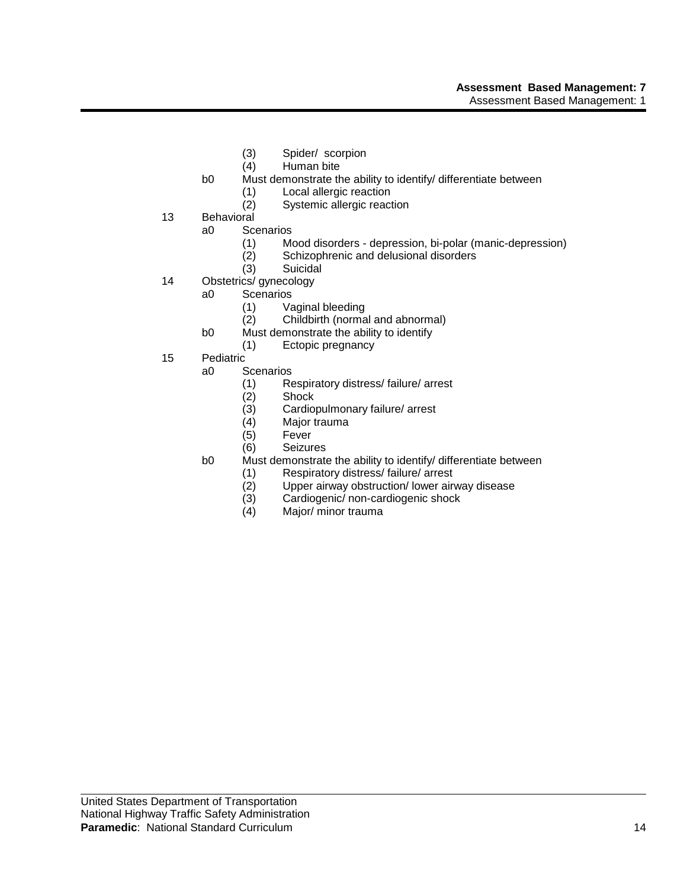(3) Spider/ scorpion
(4) Human bite

b0 Must demonstrate the ability to identify/ differentiate between
(1) Local allergic reaction
(2) Systemic allergic reaction

13 Behavioral

a0 Scenarios
(1) Mood disorders - depression, bi-polar (manic-depression)
(2) Schizophrenic and delusional disorders
(3) Suicidal

14 Obstetrics/ gynecology

a0 Scenarios
(1) Vaginal bleeding
(2) Childbirth (normal and abnormal)

b0 Must demonstrate the ability to identify
(1) Ectopic pregnancy

15 Pediatric

a0 Scenarios
(1) Respiratory distress/ failure/ arrest
(2) Shock
(3) Cardiopulmonary failure/ arrest
(4) Major trauma
(5) Fever
(6) Seizures

b0 Must demonstrate the ability to identify/ differentiate between
(1) Respiratory distress/ failure/ arrest
(2) Upper airway obstruction/ lower airway disease
(3) Cardiogenic/ non-cardiogenic shock
(4) Major/ minor trauma